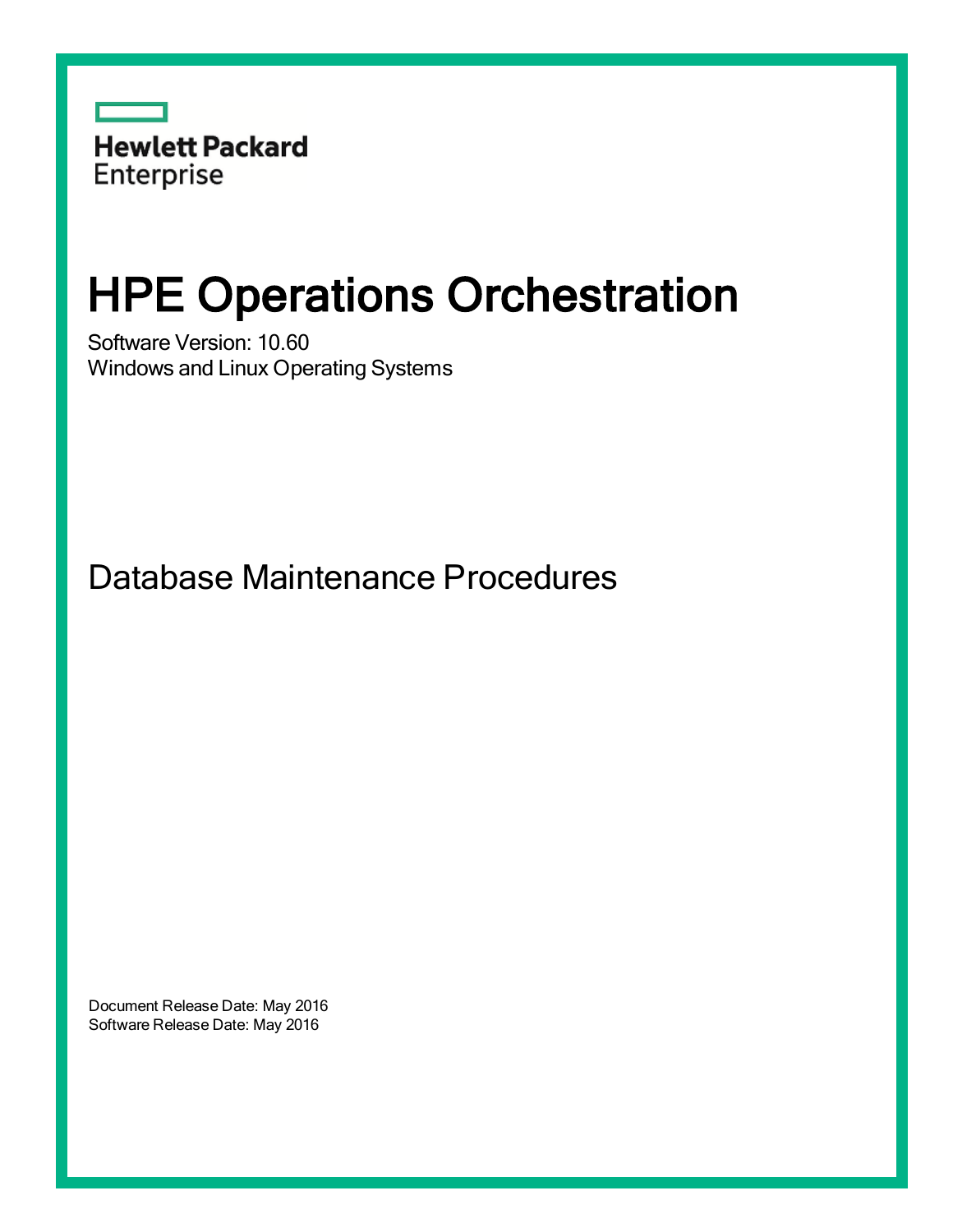Hewlett Packard Enterprise

# HPE Operations Orchestration

Software Version: 10.60

Windows and Linux Operating Systems

## Database Maintenance Procedures

Document Release Date: May 2016

Software Release Date: May 2016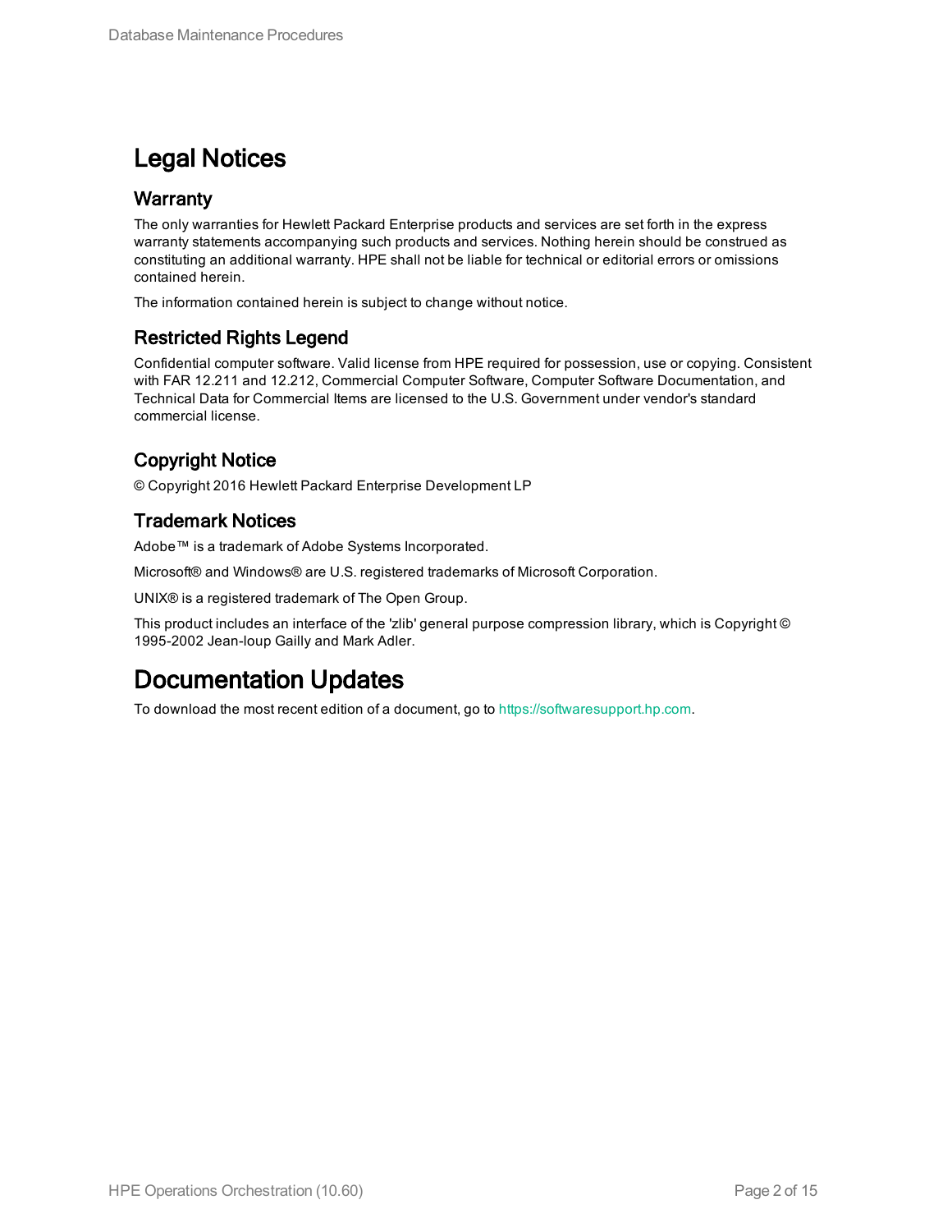# Legal Notices

## Warranty

The only warranties for Hewlett Packard Enterprise products and services are set forth in the express warranty statements accompanying such products and services. Nothing herein should be construed as constituting an additional warranty. HPE shall not be liable for technical or editorial errors or omissions contained herein.

The information contained herein is subject to change without notice.

## Restricted Rights Legend

Confidential computer software. Valid license from HPE required for possession, use or copying. Consistent with FAR 12.211 and 12.212, Commercial Computer Software, Computer Software Documentation, and Technical Data for Commercial Items are licensed to the U.S. Government under vendor's standard commercial license.

## Copyright Notice

© Copyright 2016 Hewlett Packard Enterprise Development LP

## Trademark Notices

Adobe™ is a trademark of Adobe Systems Incorporated.

Microsoft® and Windows® are U.S. registered trademarks of Microsoft Corporation.

UNIX® is a registered trademark of The Open Group.

This product includes an interface of the 'zlib' general purpose compression library, which is Copyright © 1995-2002 Jean-loup Gailly and Mark Adler.

# Documentation Updates

To download the most recent edition of a document, go to https://softwaresupport.hp.com.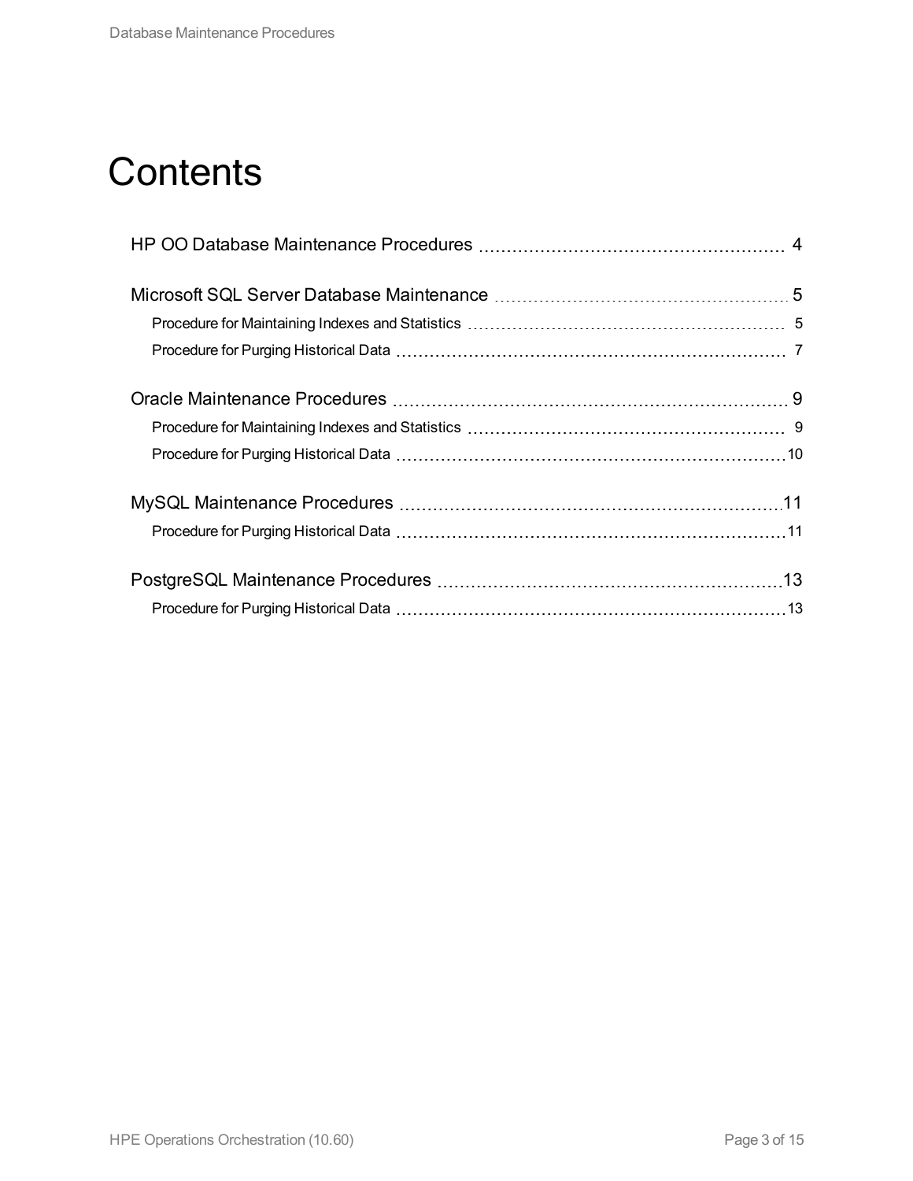# Contents

HP OO Database Maintenance Procedures ........ 4

Microsoft SQL Server Database Maintenance ........ 5

- Procedure for Maintaining Indexes and Statistics ........ 5
- Procedure for Purging Historical Data ........ 7

Oracle Maintenance Procedures ........ 9

- Procedure for Maintaining Indexes and Statistics ........ 9
- Procedure for Purging Historical Data ........ 10

MySQL Maintenance Procedures ........ 11

- Procedure for Purging Historical Data ........ 11

PostgreSQL Maintenance Procedures ........ 13

- Procedure for Purging Historical Data ........ 13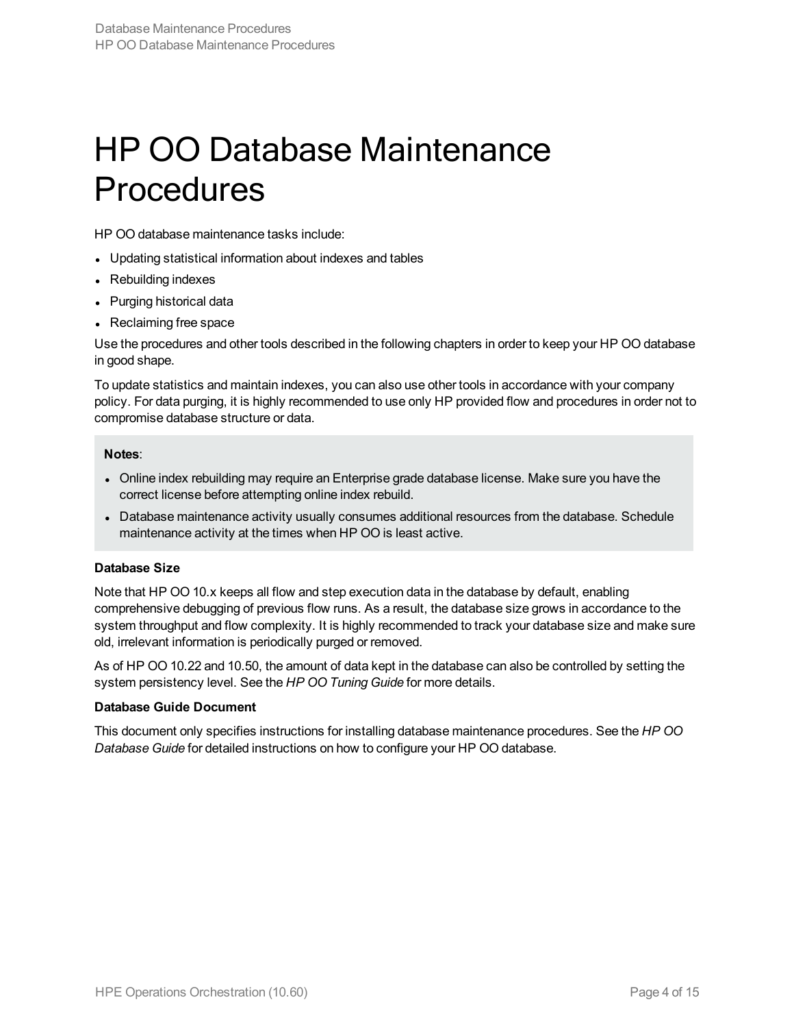# HP OO Database Maintenance Procedures

HP OO database maintenance tasks include:

- Updating statistical information about indexes and tables
- Rebuilding indexes
- Purging historical data
- Reclaiming free space

Use the procedures and other tools described in the following chapters in order to keep your HP OO database in good shape.

To update statistics and maintain indexes, you can also use other tools in accordance with your company policy. For data purging, it is highly recommended to use only HP provided flow and procedures in order not to compromise database structure or data.

> **Notes**:
>
> - Online index rebuilding may require an Enterprise grade database license. Make sure you have the correct license before attempting online index rebuild.
> - Database maintenance activity usually consumes additional resources from the database. Schedule maintenance activity at the times when HP OO is least active.

**Database Size**

Note that HP OO 10.x keeps all flow and step execution data in the database by default, enabling comprehensive debugging of previous flow runs. As a result, the database size grows in accordance to the system throughput and flow complexity. It is highly recommended to track your database size and make sure old, irrelevant information is periodically purged or removed.

As of HP OO 10.22 and 10.50, the amount of data kept in the database can also be controlled by setting the system persistency level. See the *HP OO Tuning Guide* for more details.

**Database Guide Document**

This document only specifies instructions for installing database maintenance procedures. See the *HP OO Database Guide* for detailed instructions on how to configure your HP OO database.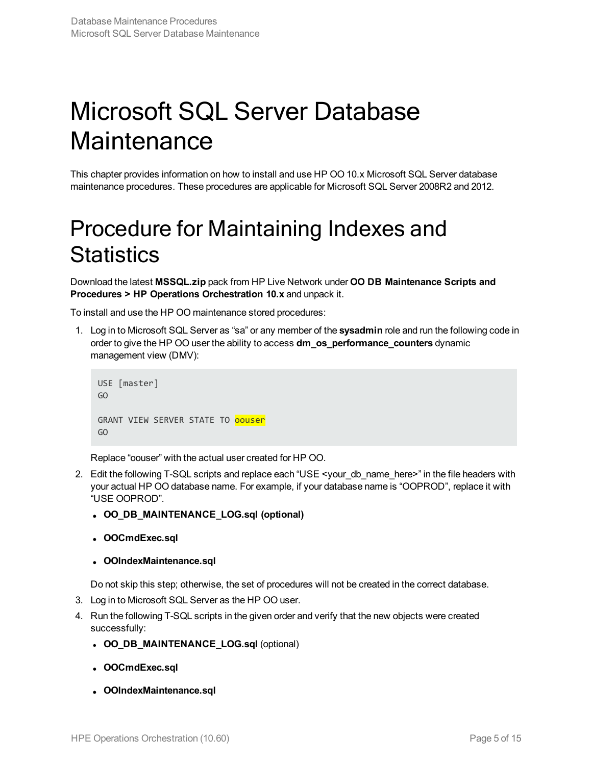# Microsoft SQL Server Database Maintenance

This chapter provides information on how to install and use HP OO 10.x Microsoft SQL Server database maintenance procedures. These procedures are applicable for Microsoft SQL Server 2008R2 and 2012.

# Procedure for Maintaining Indexes and Statistics

Download the latest **MSSQL.zip** pack from HP Live Network under **OO DB Maintenance Scripts and Procedures > HP Operations Orchestration 10.x** and unpack it.

To install and use the HP OO maintenance stored procedures:

1. Log in to Microsoft SQL Server as “sa” or any member of the **sysadmin** role and run the following code in order to give the HP OO user the ability to access **dm_os_performance_counters** dynamic management view (DMV):

   ```
   USE [master]
   GO

   GRANT VIEW SERVER STATE TO oouser
   GO
   ```

   Replace “oouser” with the actual user created for HP OO.

2. Edit the following T-SQL scripts and replace each “USE <your_db_name_here>” in the file headers with your actual HP OO database name. For example, if your database name is “OOPROD”, replace it with “USE OOPROD”.

   - **OO_DB_MAINTENANCE_LOG.sql (optional)**
   - **OOCmdExec.sql**
   - **OOIndexMaintenance.sql**

   Do not skip this step; otherwise, the set of procedures will not be created in the correct database.

3. Log in to Microsoft SQL Server as the HP OO user.

4. Run the following T-SQL scripts in the given order and verify that the new objects were created successfully:

   - **OO_DB_MAINTENANCE_LOG.sql** (optional)
   - **OOCmdExec.sql**
   - **OOIndexMaintenance.sql**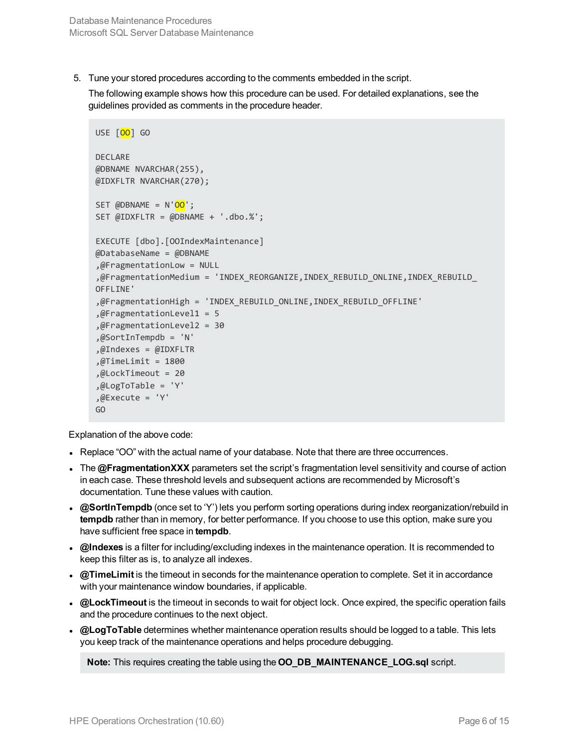5. Tune your stored procedures according to the comments embedded in the script.

   The following example shows how this procedure can be used. For detailed explanations, see the guidelines provided as comments in the procedure header.

```
USE [OO] GO

DECLARE
@DBNAME NVARCHAR(255),
@IDXFLTR NVARCHAR(270);

SET @DBNAME = N'OO';
SET @IDXFLTR = @DBNAME + '.dbo.%';

EXECUTE [dbo].[OOIndexMaintenance]
@DatabaseName = @DBNAME
,@FragmentationLow = NULL
,@FragmentationMedium = 'INDEX_REORGANIZE,INDEX_REBUILD_ONLINE,INDEX_REBUILD_
OFFLINE'
,@FragmentationHigh = 'INDEX_REBUILD_ONLINE,INDEX_REBUILD_OFFLINE'
,@FragmentationLevel1 = 5
,@FragmentationLevel2 = 30
,@SortInTempdb = 'N'
,@Indexes = @IDXFLTR
,@TimeLimit = 1800
,@LockTimeout = 20
,@LogToTable = 'Y'
,@Execute = 'Y'
GO
```

Explanation of the above code:

- Replace "OO" with the actual name of your database. Note that there are three occurrences.
- The **@FragmentationXXX** parameters set the script's fragmentation level sensitivity and course of action in each case. These threshold levels and subsequent actions are recommended by Microsoft's documentation. Tune these values with caution.
- **@SortInTempdb** (once set to 'Y') lets you perform sorting operations during index reorganization/rebuild in **tempdb** rather than in memory, for better performance. If you choose to use this option, make sure you have sufficient free space in **tempdb**.
- **@Indexes** is a filter for including/excluding indexes in the maintenance operation. It is recommended to keep this filter as is, to analyze all indexes.
- **@TimeLimit** is the timeout in seconds for the maintenance operation to complete. Set it in accordance with your maintenance window boundaries, if applicable.
- **@LockTimeout** is the timeout in seconds to wait for object lock. Once expired, the specific operation fails and the procedure continues to the next object.
- **@LogToTable** determines whether maintenance operation results should be logged to a table. This lets you keep track of the maintenance operations and helps procedure debugging.

  **Note:** This requires creating the table using the **OO_DB_MAINTENANCE_LOG.sql** script.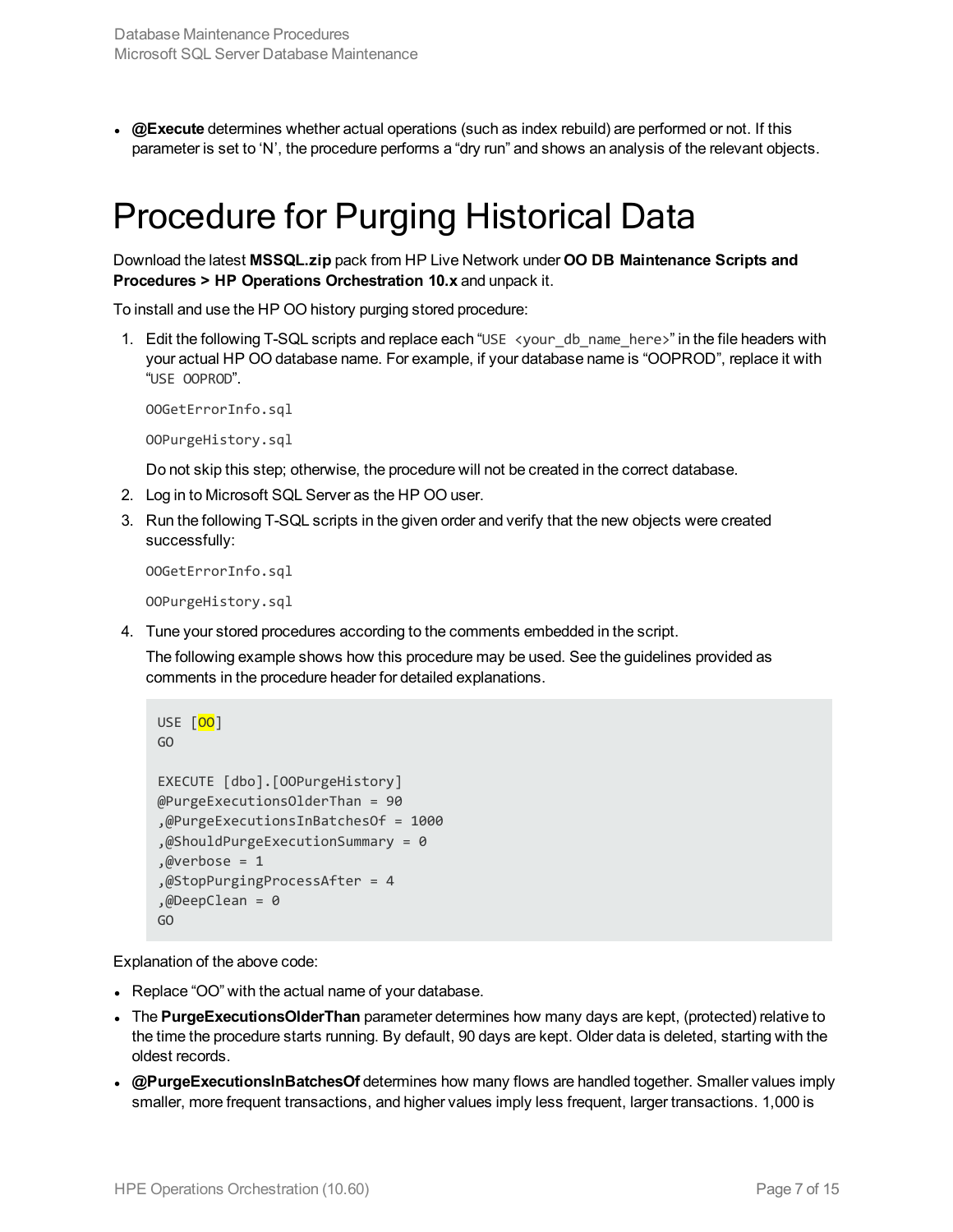- **@Execute** determines whether actual operations (such as index rebuild) are performed or not. If this parameter is set to 'N', the procedure performs a "dry run" and shows an analysis of the relevant objects.

# Procedure for Purging Historical Data

Download the latest **MSSQL.zip** pack from HP Live Network under **OO DB Maintenance Scripts and Procedures > HP Operations Orchestration 10.x** and unpack it.

To install and use the HP OO history purging stored procedure:

1. Edit the following T-SQL scripts and replace each "`USE <your_db_name_here>`" in the file headers with your actual HP OO database name. For example, if your database name is "OOPROD", replace it with "`USE OOPROD`".

   `OOGetErrorInfo.sql`

   `OOPurgeHistory.sql`

   Do not skip this step; otherwise, the procedure will not be created in the correct database.

2. Log in to Microsoft SQL Server as the HP OO user.
3. Run the following T-SQL scripts in the given order and verify that the new objects were created successfully:

   `OOGetErrorInfo.sql`

   `OOPurgeHistory.sql`

4. Tune your stored procedures according to the comments embedded in the script.

   The following example shows how this procedure may be used. See the guidelines provided as comments in the procedure header for detailed explanations.

   ```
   USE [OO]
   GO

   EXECUTE [dbo].[OOPurgeHistory]
   @PurgeExecutionsOlderThan = 90
   ,@PurgeExecutionsInBatchesOf = 1000
   ,@ShouldPurgeExecutionSummary = 0
   ,@verbose = 1
   ,@StopPurgingProcessAfter = 4
   ,@DeepClean = 0
   GO
   ```

Explanation of the above code:

- Replace "OO" with the actual name of your database.
- The **PurgeExecutionsOlderThan** parameter determines how many days are kept, (protected) relative to the time the procedure starts running. By default, 90 days are kept. Older data is deleted, starting with the oldest records.
- **@PurgeExecutionsInBatchesOf** determines how many flows are handled together. Smaller values imply smaller, more frequent transactions, and higher values imply less frequent, larger transactions. 1,000 is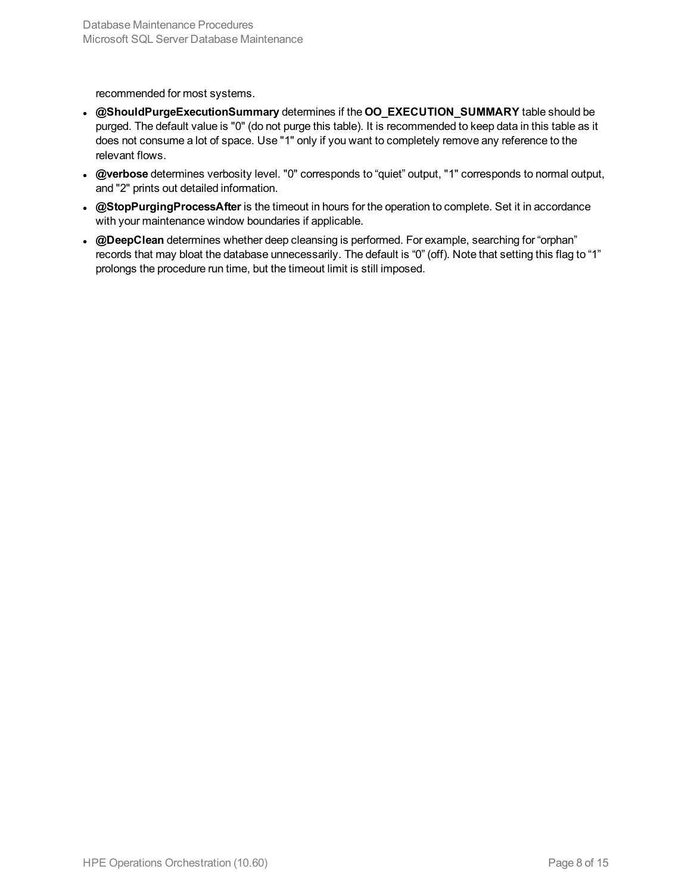recommended for most systems.

- **@ShouldPurgeExecutionSummary** determines if the **OO_EXECUTION_SUMMARY** table should be purged. The default value is "0" (do not purge this table). It is recommended to keep data in this table as it does not consume a lot of space. Use "1" only if you want to completely remove any reference to the relevant flows.
- **@verbose** determines verbosity level. "0" corresponds to “quiet” output, "1" corresponds to normal output, and "2" prints out detailed information.
- **@StopPurgingProcessAfter** is the timeout in hours for the operation to complete. Set it in accordance with your maintenance window boundaries if applicable.
- **@DeepClean** determines whether deep cleansing is performed. For example, searching for “orphan” records that may bloat the database unnecessarily. The default is “0” (off). Note that setting this flag to “1” prolongs the procedure run time, but the timeout limit is still imposed.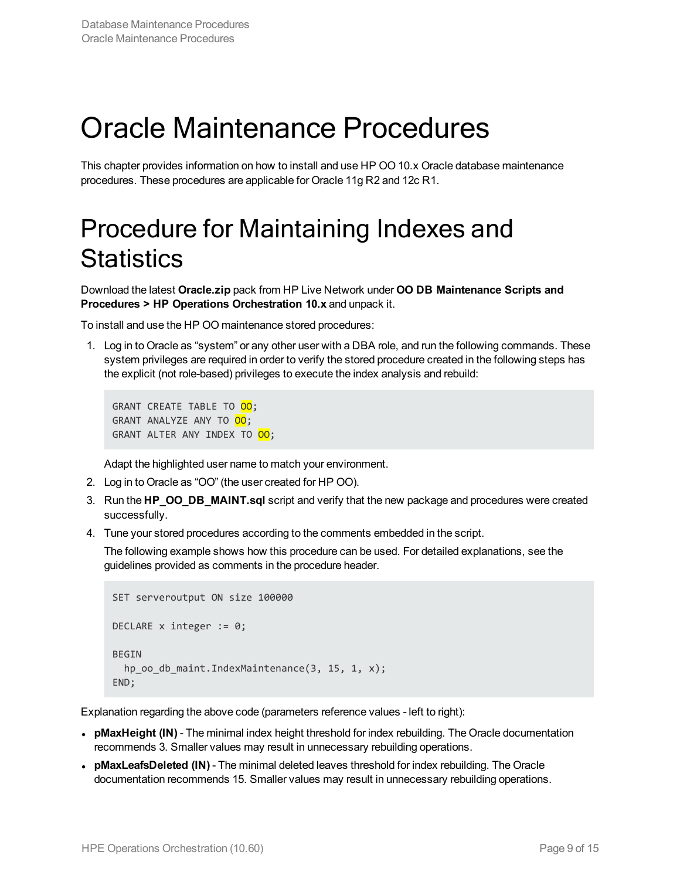# Oracle Maintenance Procedures

This chapter provides information on how to install and use HP OO 10.x Oracle database maintenance procedures. These procedures are applicable for Oracle 11g R2 and 12c R1.

# Procedure for Maintaining Indexes and Statistics

Download the latest **Oracle.zip** pack from HP Live Network under **OO DB Maintenance Scripts and Procedures > HP Operations Orchestration 10.x** and unpack it.

To install and use the HP OO maintenance stored procedures:

1. Log in to Oracle as "system" or any other user with a DBA role, and run the following commands. These system privileges are required in order to verify the stored procedure created in the following steps has the explicit (not role-based) privileges to execute the index analysis and rebuild:

   ```
   GRANT CREATE TABLE TO OO;
   GRANT ANALYZE ANY TO OO;
   GRANT ALTER ANY INDEX TO OO;
   ```

   Adapt the highlighted user name to match your environment.

2. Log in to Oracle as "OO" (the user created for HP OO).
3. Run the **HP_OO_DB_MAINT.sql** script and verify that the new package and procedures were created successfully.
4. Tune your stored procedures according to the comments embedded in the script.

   The following example shows how this procedure can be used. For detailed explanations, see the guidelines provided as comments in the procedure header.

   ```
   SET serveroutput ON size 100000

   DECLARE x integer := 0;

   BEGIN
     hp_oo_db_maint.IndexMaintenance(3, 15, 1, x);
   END;
   ```

Explanation regarding the above code (parameters reference values - left to right):

- **pMaxHeight (IN)** - The minimal index height threshold for index rebuilding. The Oracle documentation recommends 3. Smaller values may result in unnecessary rebuilding operations.
- **pMaxLeafsDeleted (IN)** - The minimal deleted leaves threshold for index rebuilding. The Oracle documentation recommends 15. Smaller values may result in unnecessary rebuilding operations.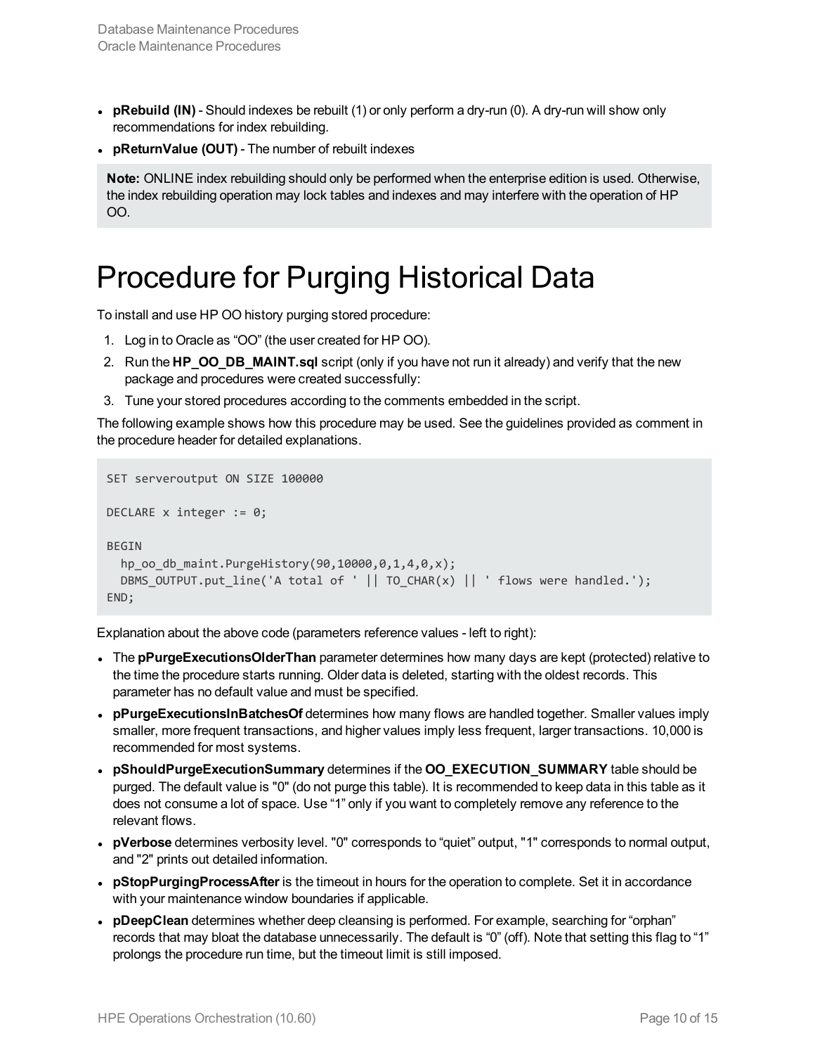- **pRebuild (IN)** - Should indexes be rebuilt (1) or only perform a dry-run (0). A dry-run will show only recommendations for index rebuilding.
- **pReturnValue (OUT)** - The number of rebuilt indexes

**Note:** ONLINE index rebuilding should only be performed when the enterprise edition is used. Otherwise, the index rebuilding operation may lock tables and indexes and may interfere with the operation of HP OO.

# Procedure for Purging Historical Data

To install and use HP OO history purging stored procedure:

1. Log in to Oracle as "OO" (the user created for HP OO).
2. Run the **HP_OO_DB_MAINT.sql** script (only if you have not run it already) and verify that the new package and procedures were created successfully:
3. Tune your stored procedures according to the comments embedded in the script.

The following example shows how this procedure may be used. See the guidelines provided as comment in the procedure header for detailed explanations.

```
SET serveroutput ON SIZE 100000

DECLARE x integer := 0;

BEGIN
  hp_oo_db_maint.PurgeHistory(90,10000,0,1,4,0,x);
  DBMS_OUTPUT.put_line('A total of ' || TO_CHAR(x) || ' flows were handled.');
END;
```

Explanation about the above code (parameters reference values - left to right):

- The **pPurgeExecutionsOlderThan** parameter determines how many days are kept (protected) relative to the time the procedure starts running. Older data is deleted, starting with the oldest records. This parameter has no default value and must be specified.
- **pPurgeExecutionsInBatchesOf** determines how many flows are handled together. Smaller values imply smaller, more frequent transactions, and higher values imply less frequent, larger transactions. 10,000 is recommended for most systems.
- **pShouldPurgeExecutionSummary** determines if the **OO_EXECUTION_SUMMARY** table should be purged. The default value is "0" (do not purge this table). It is recommended to keep data in this table as it does not consume a lot of space. Use "1" only if you want to completely remove any reference to the relevant flows.
- **pVerbose** determines verbosity level. "0" corresponds to "quiet" output, "1" corresponds to normal output, and "2" prints out detailed information.
- **pStopPurgingProcessAfter** is the timeout in hours for the operation to complete. Set it in accordance with your maintenance window boundaries if applicable.
- **pDeepClean** determines whether deep cleansing is performed. For example, searching for "orphan" records that may bloat the database unnecessarily. The default is "0" (off). Note that setting this flag to "1" prolongs the procedure run time, but the timeout limit is still imposed.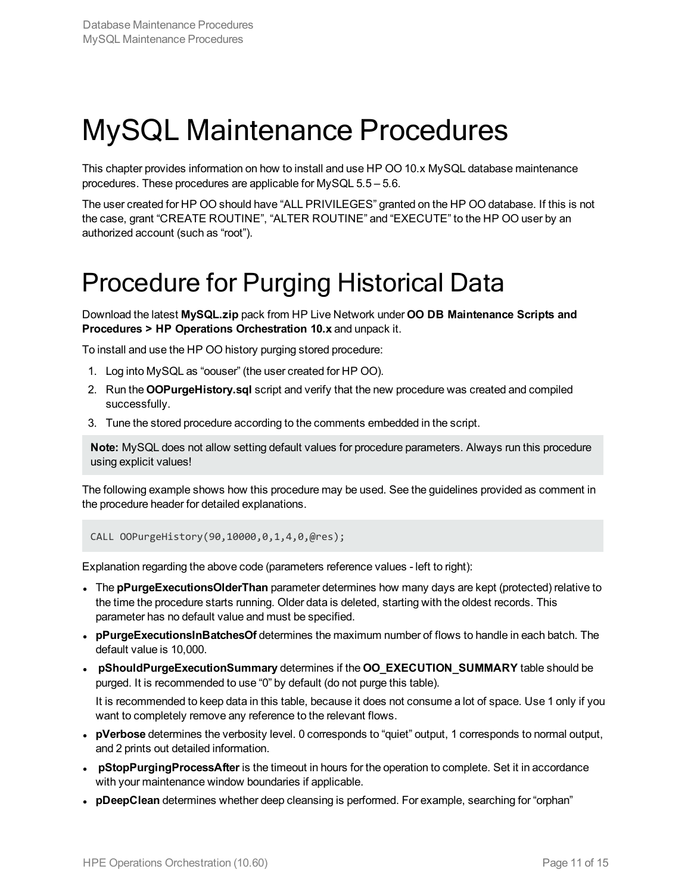# MySQL Maintenance Procedures

This chapter provides information on how to install and use HP OO 10.x MySQL database maintenance procedures. These procedures are applicable for MySQL 5.5 – 5.6.

The user created for HP OO should have “ALL PRIVILEGES” granted on the HP OO database. If this is not the case, grant “CREATE ROUTINE”, “ALTER ROUTINE” and “EXECUTE” to the HP OO user by an authorized account (such as “root”).

# Procedure for Purging Historical Data

Download the latest **MySQL.zip** pack from HP Live Network under **OO DB Maintenance Scripts and Procedures > HP Operations Orchestration 10.x** and unpack it.

To install and use the HP OO history purging stored procedure:

1. Log into MySQL as “oouser” (the user created for HP OO).
2. Run the **OOPurgeHistory.sql** script and verify that the new procedure was created and compiled successfully.
3. Tune the stored procedure according to the comments embedded in the script.

> **Note:** MySQL does not allow setting default values for procedure parameters. Always run this procedure using explicit values!

The following example shows how this procedure may be used. See the guidelines provided as comment in the procedure header for detailed explanations.

```
CALL OOPurgeHistory(90,10000,0,1,4,0,@res);
```

Explanation regarding the above code (parameters reference values - left to right):

- The **pPurgeExecutionsOlderThan** parameter determines how many days are kept (protected) relative to the time the procedure starts running. Older data is deleted, starting with the oldest records. This parameter has no default value and must be specified.
- **pPurgeExecutionsInBatchesOf** determines the maximum number of flows to handle in each batch. The default value is 10,000.
- **pShouldPurgeExecutionSummary** determines if the **OO_EXECUTION_SUMMARY** table should be purged. It is recommended to use “0” by default (do not purge this table).

  It is recommended to keep data in this table, because it does not consume a lot of space. Use 1 only if you want to completely remove any reference to the relevant flows.
- **pVerbose** determines the verbosity level. 0 corresponds to “quiet” output, 1 corresponds to normal output, and 2 prints out detailed information.
- **pStopPurgingProcessAfter** is the timeout in hours for the operation to complete. Set it in accordance with your maintenance window boundaries if applicable.
- **pDeepClean** determines whether deep cleansing is performed. For example, searching for “orphan”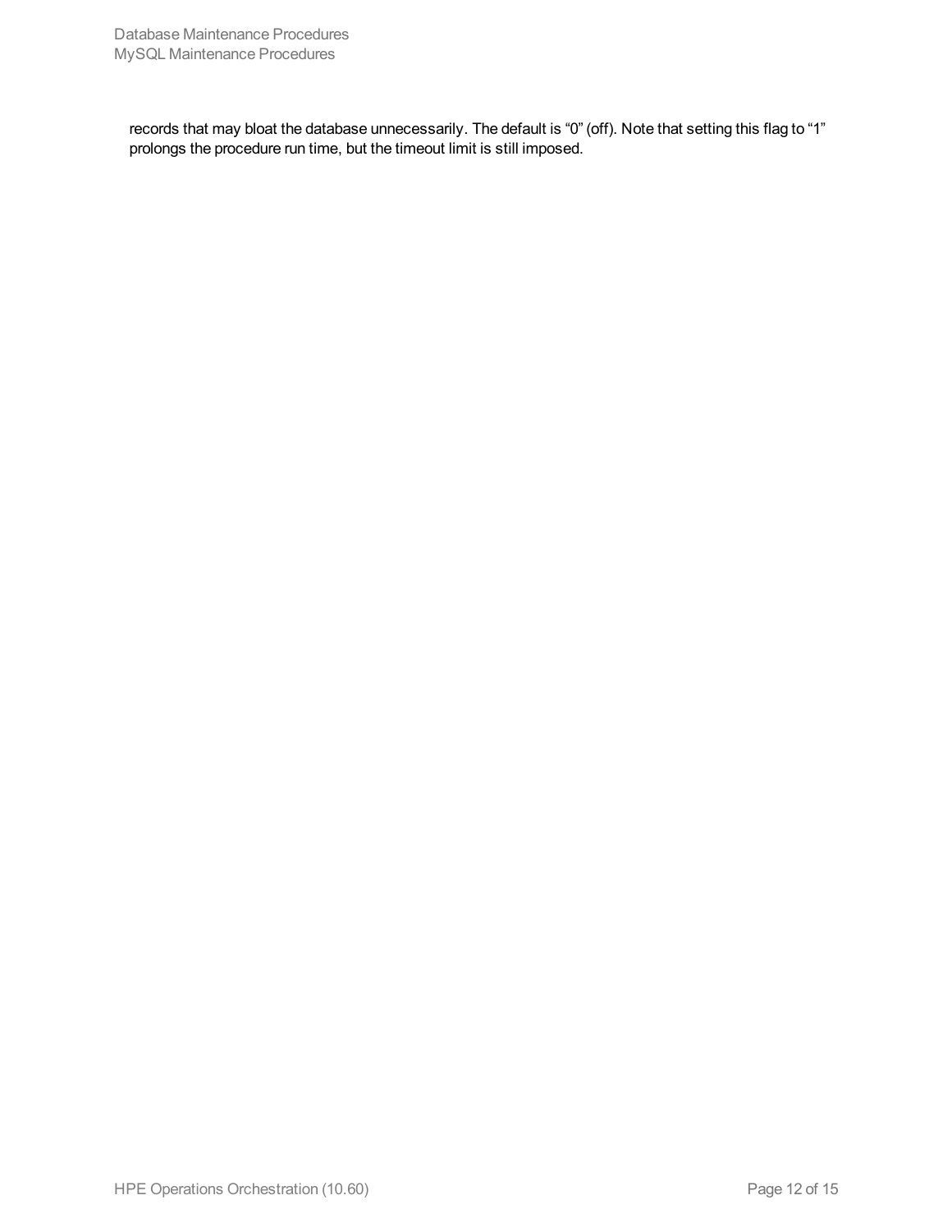records that may bloat the database unnecessarily. The default is “0” (off). Note that setting this flag to “1” prolongs the procedure run time, but the timeout limit is still imposed.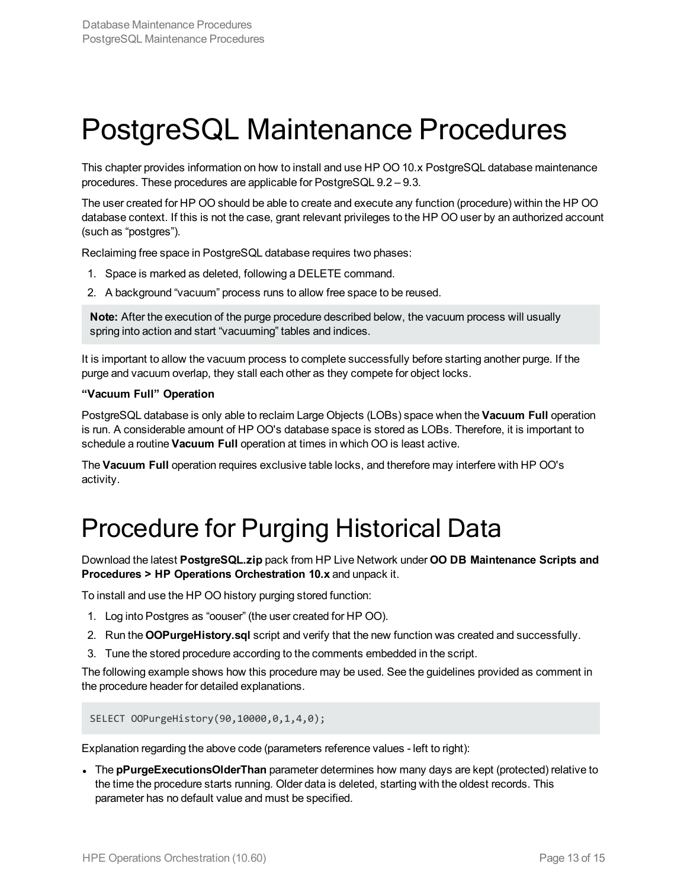# PostgreSQL Maintenance Procedures

This chapter provides information on how to install and use HP OO 10.x PostgreSQL database maintenance procedures. These procedures are applicable for PostgreSQL 9.2 – 9.3.

The user created for HP OO should be able to create and execute any function (procedure) within the HP OO database context. If this is not the case, grant relevant privileges to the HP OO user by an authorized account (such as "postgres").

Reclaiming free space in PostgreSQL database requires two phases:

1. Space is marked as deleted, following a DELETE command.
2. A background "vacuum" process runs to allow free space to be reused.

> **Note:** After the execution of the purge procedure described below, the vacuum process will usually spring into action and start "vacuuming" tables and indices.

It is important to allow the vacuum process to complete successfully before starting another purge. If the purge and vacuum overlap, they stall each other as they compete for object locks.

**"Vacuum Full" Operation**

PostgreSQL database is only able to reclaim Large Objects (LOBs) space when the **Vacuum Full** operation is run. A considerable amount of HP OO's database space is stored as LOBs. Therefore, it is important to schedule a routine **Vacuum Full** operation at times in which OO is least active.

The **Vacuum Full** operation requires exclusive table locks, and therefore may interfere with HP OO's activity.

# Procedure for Purging Historical Data

Download the latest **PostgreSQL.zip** pack from HP Live Network under **OO DB Maintenance Scripts and Procedures > HP Operations Orchestration 10.x** and unpack it.

To install and use the HP OO history purging stored function:

1. Log into Postgres as "oouser" (the user created for HP OO).
2. Run the **OOPurgeHistory.sql** script and verify that the new function was created and successfully.
3. Tune the stored procedure according to the comments embedded in the script.

The following example shows how this procedure may be used. See the guidelines provided as comment in the procedure header for detailed explanations.

```
SELECT OOPurgeHistory(90,10000,0,1,4,0);
```

Explanation regarding the above code (parameters reference values - left to right):

- The **pPurgeExecutionsOlderThan** parameter determines how many days are kept (protected) relative to the time the procedure starts running. Older data is deleted, starting with the oldest records. This parameter has no default value and must be specified.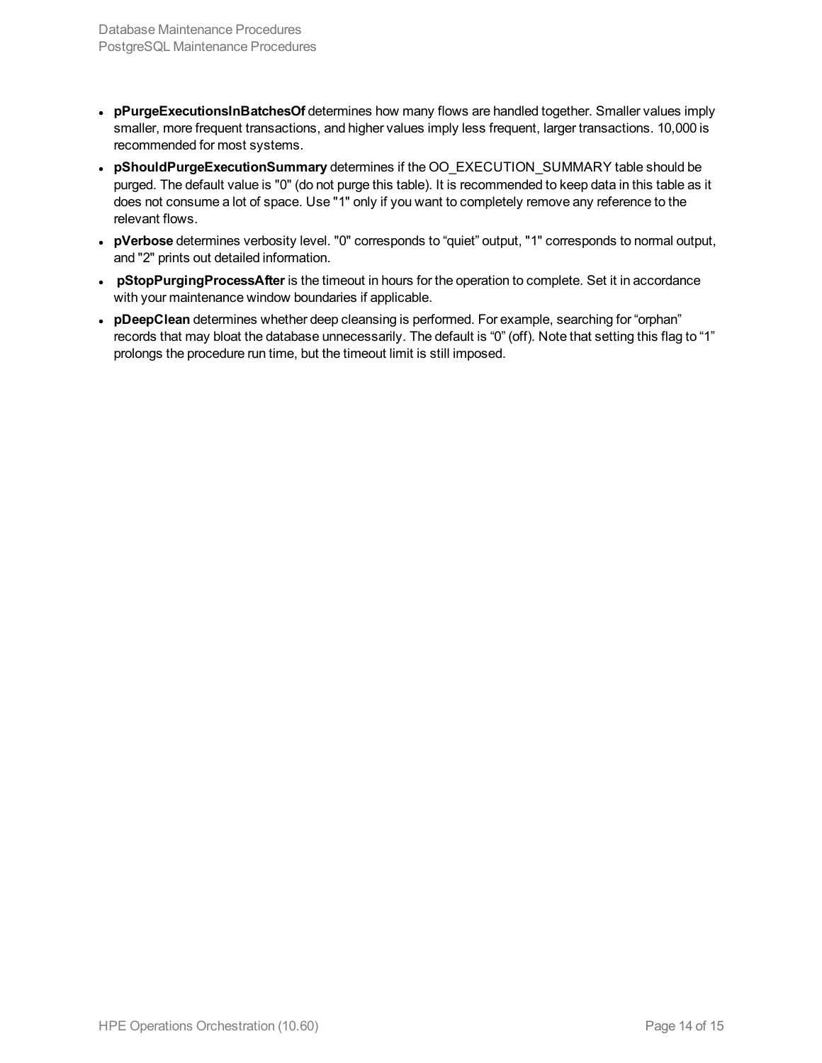- **pPurgeExecutionsInBatchesOf** determines how many flows are handled together. Smaller values imply smaller, more frequent transactions, and higher values imply less frequent, larger transactions. 10,000 is recommended for most systems.
- **pShouldPurgeExecutionSummary** determines if the OO_EXECUTION_SUMMARY table should be purged. The default value is "0" (do not purge this table). It is recommended to keep data in this table as it does not consume a lot of space. Use "1" only if you want to completely remove any reference to the relevant flows.
- **pVerbose** determines verbosity level. "0" corresponds to "quiet" output, "1" corresponds to normal output, and "2" prints out detailed information.
- **pStopPurgingProcessAfter** is the timeout in hours for the operation to complete. Set it in accordance with your maintenance window boundaries if applicable.
- **pDeepClean** determines whether deep cleansing is performed. For example, searching for "orphan" records that may bloat the database unnecessarily. The default is "0" (off). Note that setting this flag to "1" prolongs the procedure run time, but the timeout limit is still imposed.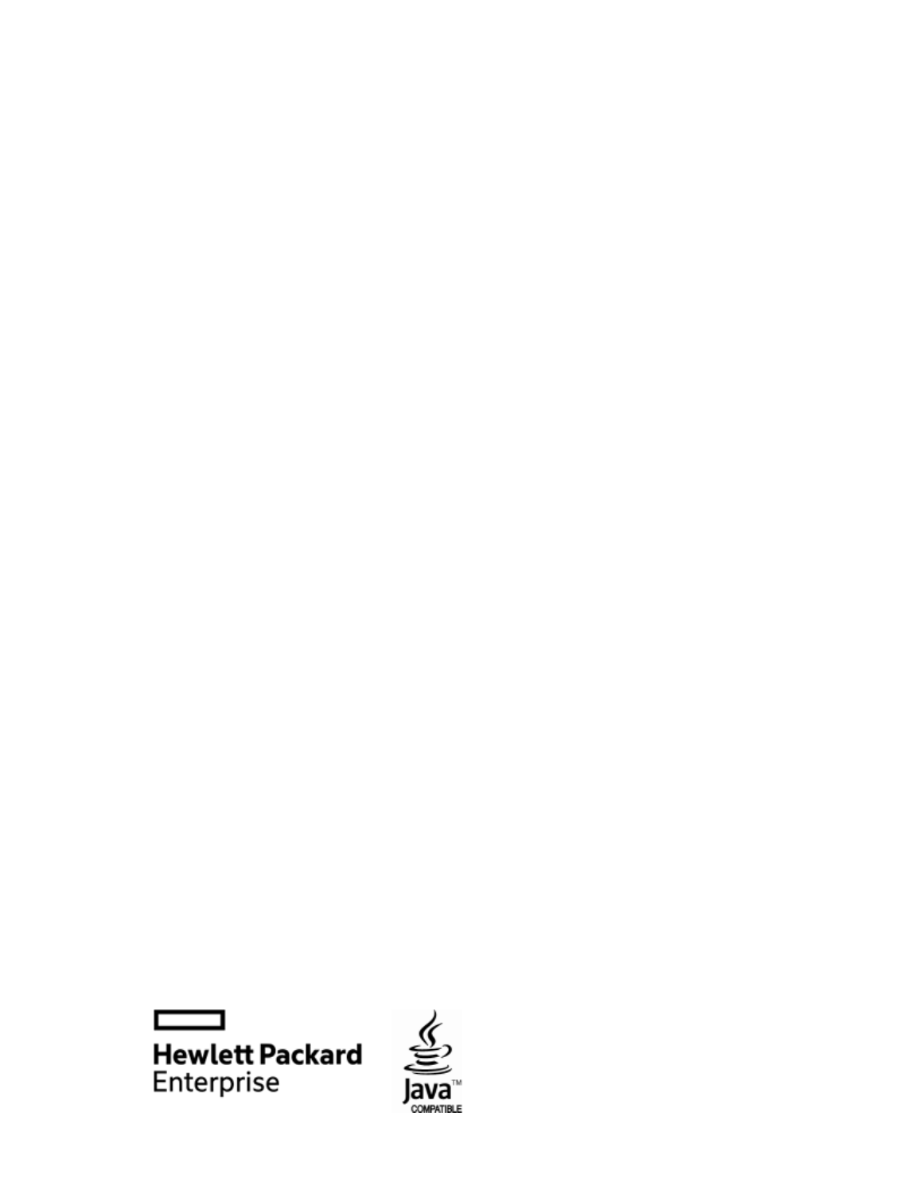Hewlett Packard Enterprise

Java™ COMPATIBLE